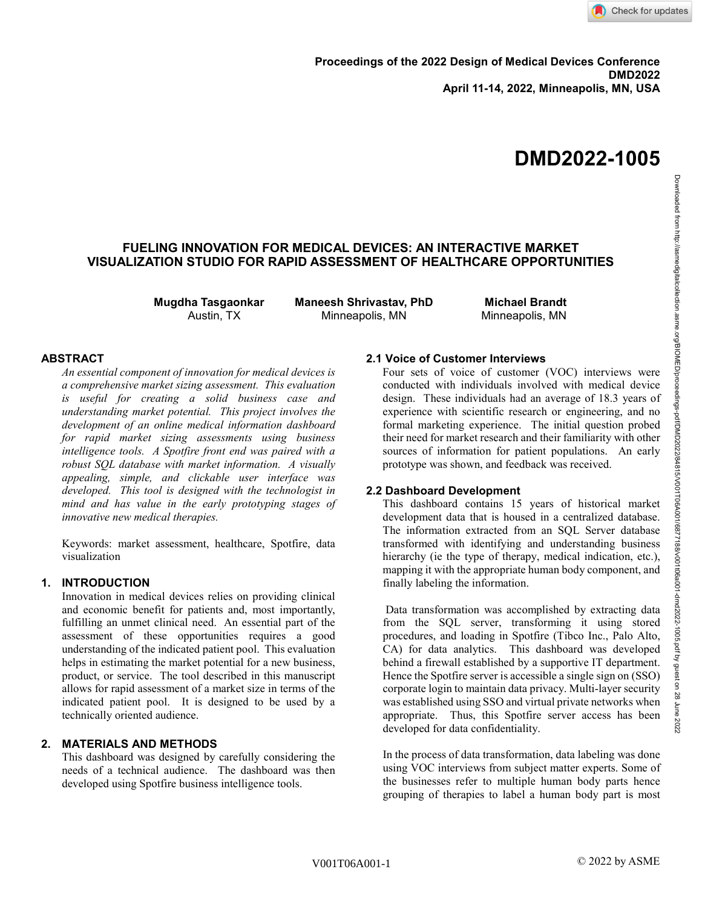Proceedings of the 2022 Design of Medical Devices Conference
DMD2022
April 11-14, 2022, Minneapolis, MN, USA

# DMD2022-1005

## FUELING INNOVATION FOR MEDICAL DEVICES: AN INTERACTIVE MARKET VISUALIZATION STUDIO FOR RAPID ASSESSMENT OF HEALTHCARE OPPORTUNITIES

**Mugdha Tasgaonkar**
Austin, TX

**Maneesh Shrivastav, PhD**
Minneapolis, MN

**Michael Brandt**
Minneapolis, MN

## ABSTRACT

*An essential component of innovation for medical devices is a comprehensive market sizing assessment. This evaluation is useful for creating a solid business case and understanding market potential. This project involves the development of an online medical information dashboard for rapid market sizing assessments using business intelligence tools. A Spotfire front end was paired with a robust SQL database with market information. A visually appealing, simple, and clickable user interface was developed. This tool is designed with the technologist in mind and has value in the early prototyping stages of innovative new medical therapies.*

Keywords: market assessment, healthcare, Spotfire, data visualization

## 1. INTRODUCTION

Innovation in medical devices relies on providing clinical and economic benefit for patients and, most importantly, fulfilling an unmet clinical need. An essential part of the assessment of these opportunities requires a good understanding of the indicated patient pool. This evaluation helps in estimating the market potential for a new business, product, or service. The tool described in this manuscript allows for rapid assessment of a market size in terms of the indicated patient pool. It is designed to be used by a technically oriented audience.

## 2. MATERIALS AND METHODS

This dashboard was designed by carefully considering the needs of a technical audience. The dashboard was then developed using Spotfire business intelligence tools.

### 2.1 Voice of Customer Interviews

Four sets of voice of customer (VOC) interviews were conducted with individuals involved with medical device design. These individuals had an average of 18.3 years of experience with scientific research or engineering, and no formal marketing experience. The initial question probed their need for market research and their familiarity with other sources of information for patient populations. An early prototype was shown, and feedback was received.

### 2.2 Dashboard Development

This dashboard contains 15 years of historical market development data that is housed in a centralized database. The information extracted from an SQL Server database transformed with identifying and understanding business hierarchy (ie the type of therapy, medical indication, etc.), mapping it with the appropriate human body component, and finally labeling the information.

Data transformation was accomplished by extracting data from the SQL server, transforming it using stored procedures, and loading in Spotfire (Tibco Inc., Palo Alto, CA) for data analytics. This dashboard was developed behind a firewall established by a supportive IT department. Hence the Spotfire server is accessible a single sign on (SSO) corporate login to maintain data privacy. Multi-layer security was established using SSO and virtual private networks when appropriate. Thus, this Spotfire server access has been developed for data confidentiality.

In the process of data transformation, data labeling was done using VOC interviews from subject matter experts. Some of the businesses refer to multiple human body parts hence grouping of therapies to label a human body part is most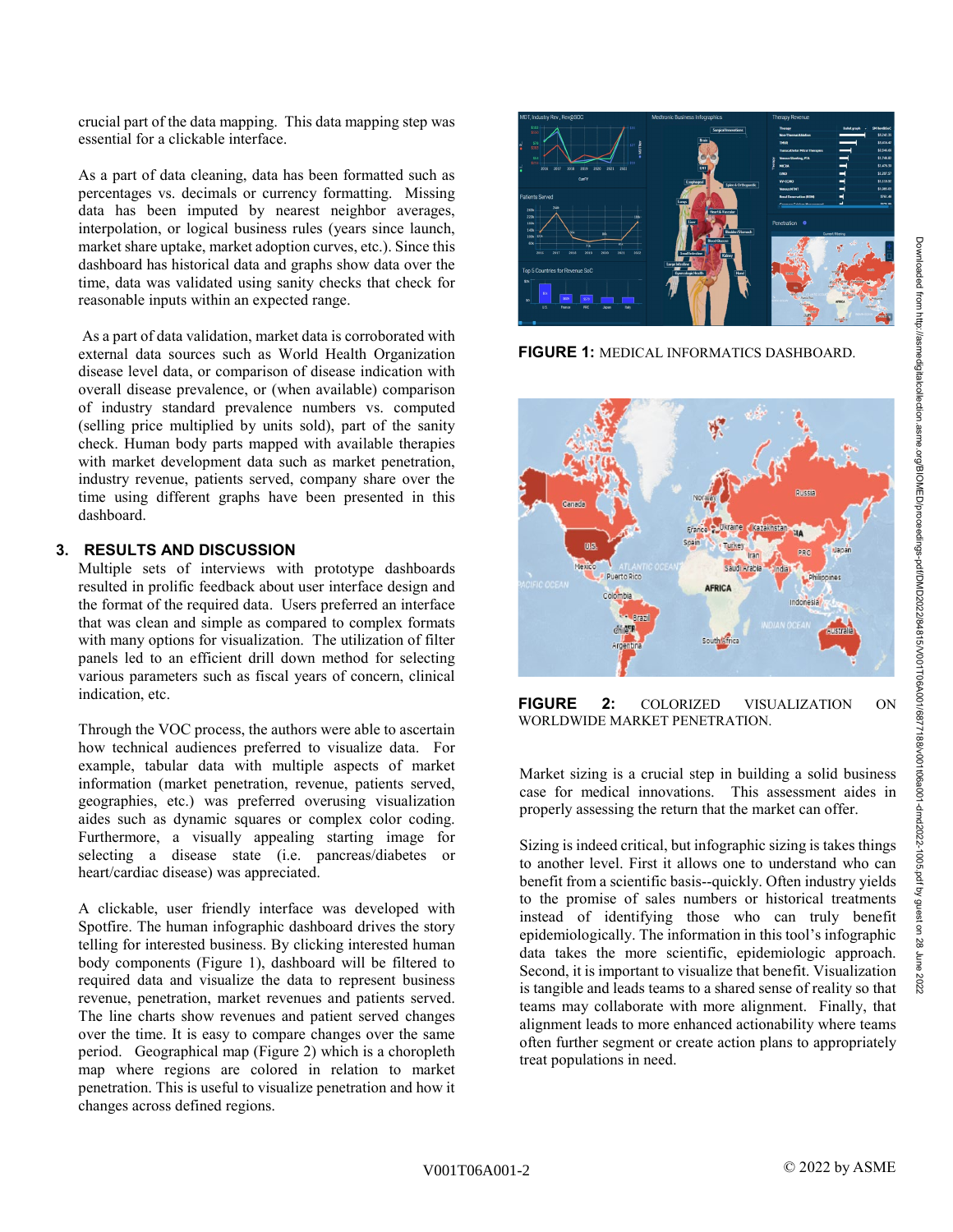crucial part of the data mapping. This data mapping step was essential for a clickable interface.

As a part of data cleaning, data has been formatted such as percentages vs. decimals or currency formatting. Missing data has been imputed by nearest neighbor averages, interpolation, or logical business rules (years since launch, market share uptake, market adoption curves, etc.). Since this dashboard has historical data and graphs show data over the time, data was validated using sanity checks that check for reasonable inputs within an expected range.

As a part of data validation, market data is corroborated with external data sources such as World Health Organization disease level data, or comparison of disease indication with overall disease prevalence, or (when available) comparison of industry standard prevalence numbers vs. computed (selling price multiplied by units sold), part of the sanity check. Human body parts mapped with available therapies with market development data such as market penetration, industry revenue, patients served, company share over the time using different graphs have been presented in this dashboard.

## 3. RESULTS AND DISCUSSION

Multiple sets of interviews with prototype dashboards resulted in prolific feedback about user interface design and the format of the required data. Users preferred an interface that was clean and simple as compared to complex formats with many options for visualization. The utilization of filter panels led to an efficient drill down method for selecting various parameters such as fiscal years of concern, clinical indication, etc.

Through the VOC process, the authors were able to ascertain how technical audiences preferred to visualize data. For example, tabular data with multiple aspects of market information (market penetration, revenue, patients served, geographies, etc.) was preferred overusing visualization aides such as dynamic squares or complex color coding. Furthermore, a visually appealing starting image for selecting a disease state (i.e. pancreas/diabetes or heart/cardiac disease) was appreciated.

A clickable, user friendly interface was developed with Spotfire. The human infographic dashboard drives the story telling for interested business. By clicking interested human body components (Figure 1), dashboard will be filtered to required data and visualize the data to represent business revenue, penetration, market revenues and patients served. The line charts show revenues and patient served changes over the time. It is easy to compare changes over the same period. Geographical map (Figure 2) which is a choropleth map where regions are colored in relation to market penetration. This is useful to visualize penetration and how it changes across defined regions.

**FIGURE 1:** MEDICAL INFORMATICS DASHBOARD.

**FIGURE 2:** COLORIZED VISUALIZATION ON WORLDWIDE MARKET PENETRATION.

Market sizing is a crucial step in building a solid business case for medical innovations. This assessment aides in properly assessing the return that the market can offer.

Sizing is indeed critical, but infographic sizing is takes things to another level. First it allows one to understand who can benefit from a scientific basis--quickly. Often industry yields to the promise of sales numbers or historical treatments instead of identifying those who can truly benefit epidemiologically. The information in this tool's infographic data takes the more scientific, epidemiologic approach. Second, it is important to visualize that benefit. Visualization is tangible and leads teams to a shared sense of reality so that teams may collaborate with more alignment. Finally, that alignment leads to more enhanced actionability where teams often further segment or create action plans to appropriately treat populations in need.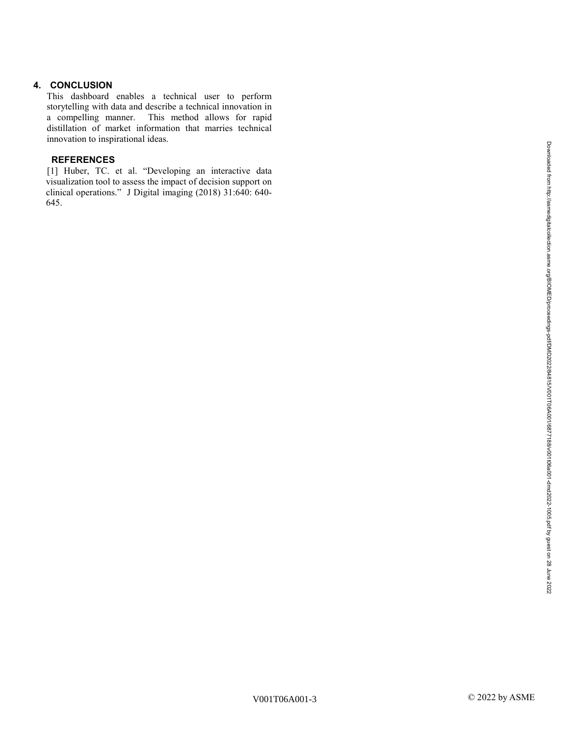## 4. CONCLUSION

This dashboard enables a technical user to perform storytelling with data and describe a technical innovation in a compelling manner. This method allows for rapid distillation of market information that marries technical innovation to inspirational ideas.

## REFERENCES

[1] Huber, TC. et al. "Developing an interactive data visualization tool to assess the impact of decision support on clinical operations." J Digital imaging (2018) 31:640: 640-645.